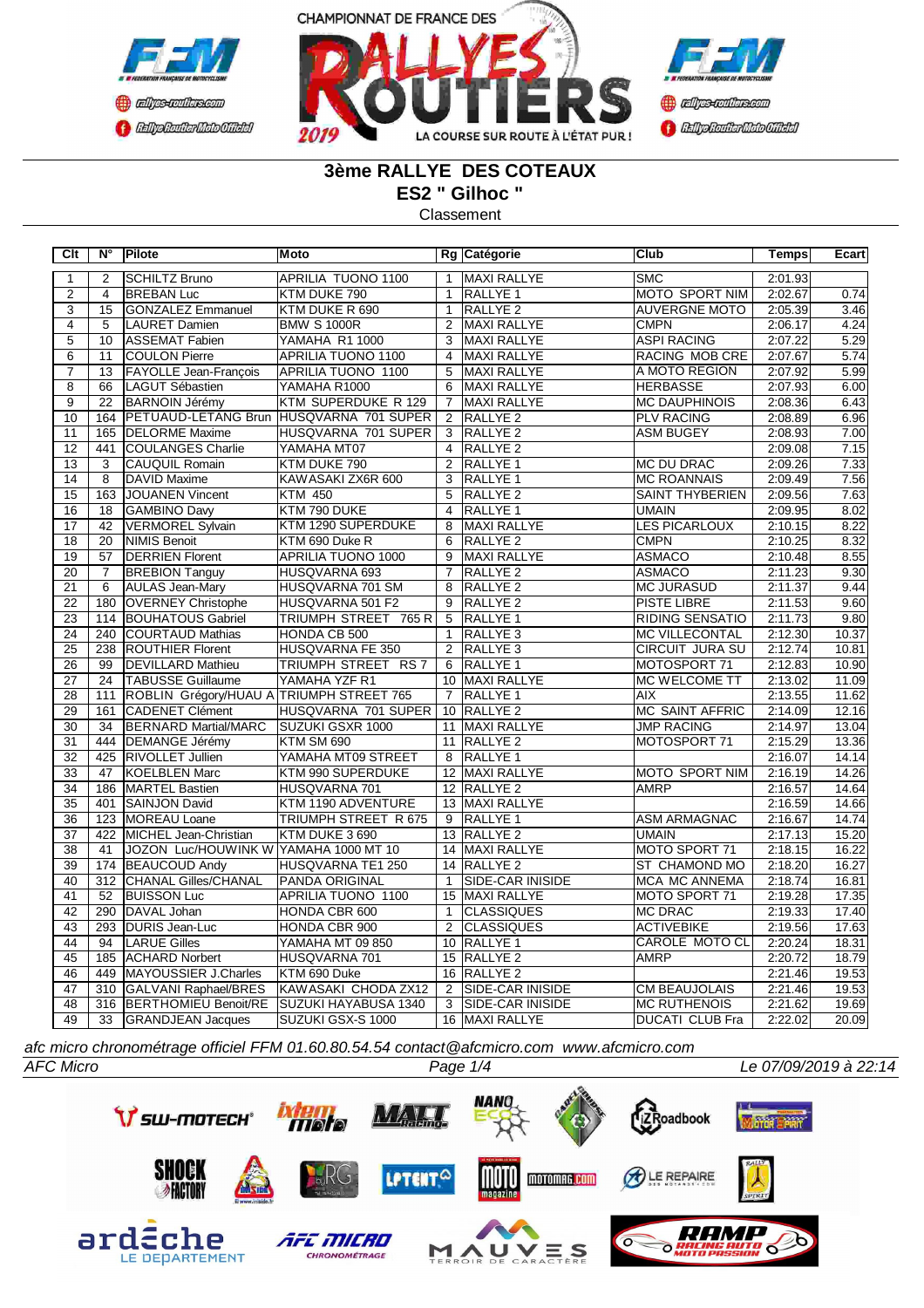CHAMPIONNAT DE FRANCE DES RALLYES ROUTIERS 2019

# 3ème RALLYE DES COTEAUX

## ES2 " Gilhoc "

Classement

| Clt | N° | Pilote | Moto | Rg | Catégorie | Club | Temps | Ecart |
|---|---|---|---|---|---|---|---|---|
| 1 | 2 | SCHILTZ Bruno | APRILIA TUONO 1100 | 1 | MAXI RALLYE | SMC | 2:01.93 | |
| 2 | 4 | BREBAN Luc | KTM DUKE 790 | 1 | RALLYE 1 | MOTO SPORT NIM | 2:02.67 | 0.74 |
| 3 | 15 | GONZALEZ Emmanuel | KTM DUKE R 690 | 1 | RALLYE 2 | AUVERGNE MOTO | 2:05.39 | 3.46 |
| 4 | 5 | LAURET Damien | BMW S 1000R | 2 | MAXI RALLYE | CMPN | 2:06.17 | 4.24 |
| 5 | 10 | ASSEMAT Fabien | YAMAHA R1 1000 | 3 | MAXI RALLYE | ASPI RACING | 2:07.22 | 5.29 |
| 6 | 11 | COULON Pierre | APRILIA TUONO 1100 | 4 | MAXI RALLYE | RACING MOB CRE | 2:07.67 | 5.74 |
| 7 | 13 | FAYOLLE Jean-François | APRILIA TUONO 1100 | 5 | MAXI RALLYE | A MOTO REGION | 2:07.92 | 5.99 |
| 8 | 66 | LAGUT Sébastien | YAMAHA R1000 | 6 | MAXI RALLYE | HERBASSE | 2:07.93 | 6.00 |
| 9 | 22 | BARNOIN Jérémy | KTM SUPERDUKE R 129 | 7 | MAXI RALLYE | MC DAUPHINOIS | 2:08.36 | 6.43 |
| 10 | 164 | PETUAUD-LETANG Brun | HUSQVARNA 701 SUPER | 2 | RALLYE 2 | PLV RACING | 2:08.89 | 6.96 |
| 11 | 165 | DELORME Maxime | HUSQVARNA 701 SUPER | 3 | RALLYE 2 | ASM BUGEY | 2:08.93 | 7.00 |
| 12 | 441 | COULANGES Charlie | YAMAHA MT07 | 4 | RALLYE 2 | | 2:09.08 | 7.15 |
| 13 | 3 | CAUQUIL Romain | KTM DUKE 790 | 2 | RALLYE 1 | MC DU DRAC | 2:09.26 | 7.33 |
| 14 | 8 | DAVID Maxime | KAWASAKI ZX6R 600 | 3 | RALLYE 1 | MC ROANNAIS | 2:09.49 | 7.56 |
| 15 | 163 | JOUANEN Vincent | KTM 450 | 5 | RALLYE 2 | SAINT THYBERIEN | 2:09.56 | 7.63 |
| 16 | 18 | GAMBINO Davy | KTM 790 DUKE | 4 | RALLYE 1 | UMAIN | 2:09.95 | 8.02 |
| 17 | 42 | VERMOREL Sylvain | KTM 1290 SUPERDUKE | 8 | MAXI RALLYE | LES PICARLOUX | 2:10.15 | 8.22 |
| 18 | 20 | NIMIS Benoit | KTM 690 Duke R | 6 | RALLYE 2 | CMPN | 2:10.25 | 8.32 |
| 19 | 57 | DERRIEN Florent | APRILIA TUONO 1000 | 9 | MAXI RALLYE | ASMACO | 2:10.48 | 8.55 |
| 20 | 7 | BREBION Tanguy | HUSQVARNA 693 | 7 | RALLYE 2 | ASMACO | 2:11.23 | 9.30 |
| 21 | 6 | AULAS Jean-Mary | HUSQVARNA 701 SM | 8 | RALLYE 2 | MC JURASUD | 2:11.37 | 9.44 |
| 22 | 180 | OVERNEY Christophe | HUSQVARNA 501 F2 | 9 | RALLYE 2 | PISTE LIBRE | 2:11.53 | 9.60 |
| 23 | 114 | BOUHATOUS Gabriel | TRIUMPH STREET 765 R | 5 | RALLYE 1 | RIDING SENSATIO | 2:11.73 | 9.80 |
| 24 | 240 | COURTAUD Mathias | HONDA CB 500 | 1 | RALLYE 3 | MC VILLECONTAL | 2:12.30 | 10.37 |
| 25 | 238 | ROUTHIER Florent | HUSQVARNA FE 350 | 2 | RALLYE 3 | CIRCUIT JURA SU | 2:12.74 | 10.81 |
| 26 | 99 | DEVILLARD Mathieu | TRIUMPH STREET RS 7 | 6 | RALLYE 1 | MOTOSPORT 71 | 2:12.83 | 10.90 |
| 27 | 24 | TABUSSE Guillaume | YAMAHA YZF R1 | 10 | MAXI RALLYE | MC WELCOME TT | 2:13.02 | 11.09 |
| 28 | 111 | ROBLIN Grégory/HUAU A | TRIUMPH STREET 765 | 7 | RALLYE 1 | AIX | 2:13.55 | 11.62 |
| 29 | 161 | CADENET Clément | HUSQVARNA 701 SUPER | 10 | RALLYE 2 | MC SAINT AFFRIC | 2:14.09 | 12.16 |
| 30 | 34 | BERNARD Martial/MARC | SUZUKI GSXR 1000 | 11 | MAXI RALLYE | JMP RACING | 2:14.97 | 13.04 |
| 31 | 444 | DEMANGE Jérémy | KTM SM 690 | 11 | RALLYE 2 | MOTOSPORT 71 | 2:15.29 | 13.36 |
| 32 | 425 | RIVOLLET Jullien | YAMAHA MT09 STREET | 8 | RALLYE 1 | | 2:16.07 | 14.14 |
| 33 | 47 | KOELBLEN Marc | KTM 990 SUPERDUKE | 12 | MAXI RALLYE | MOTO SPORT NIM | 2:16.19 | 14.26 |
| 34 | 186 | MARTEL Bastien | HUSQVARNA 701 | 12 | RALLYE 2 | AMRP | 2:16.57 | 14.64 |
| 35 | 401 | SAINJON David | KTM 1190 ADVENTURE | 13 | MAXI RALLYE | | 2:16.59 | 14.66 |
| 36 | 123 | MOREAU Loane | TRIUMPH STREET R 675 | 9 | RALLYE 1 | ASM ARMAGNAC | 2:16.67 | 14.74 |
| 37 | 422 | MICHEL Jean-Christian | KTM DUKE 3 690 | 13 | RALLYE 2 | UMAIN | 2:17.13 | 15.20 |
| 38 | 41 | JOZON Luc/HOUWINK W | YAMAHA 1000 MT 10 | 14 | MAXI RALLYE | MOTO SPORT 71 | 2:18.15 | 16.22 |
| 39 | 174 | BEAUCOUD Andy | HUSQVARNA TE1 250 | 14 | RALLYE 2 | ST CHAMOND MO | 2:18.20 | 16.27 |
| 40 | 312 | CHANAL Gilles/CHANAL | PANDA ORIGINAL | 1 | SIDE-CAR INISIDE | MCA MC ANNEMA | 2:18.74 | 16.81 |
| 41 | 52 | BUISSON Luc | APRILIA TUONO 1100 | 15 | MAXI RALLYE | MOTO SPORT 71 | 2:19.28 | 17.35 |
| 42 | 290 | DAVAL Johan | HONDA CBR 600 | 1 | CLASSIQUES | MC DRAC | 2:19.33 | 17.40 |
| 43 | 293 | DURIS Jean-Luc | HONDA CBR 900 | 2 | CLASSIQUES | ACTIVEBIKE | 2:19.56 | 17.63 |
| 44 | 94 | LARUE Gilles | YAMAHA MT 09 850 | 10 | RALLYE 1 | CAROLE MOTO CL | 2:20.24 | 18.31 |
| 45 | 185 | ACHARD Norbert | HUSQVARNA 701 | 15 | RALLYE 2 | AMRP | 2:20.72 | 18.79 |
| 46 | 449 | MAYOUSSIER J.Charles | KTM 690 Duke | 16 | RALLYE 2 | | 2:21.46 | 19.53 |
| 47 | 310 | GALVANI Raphael/BRES | KAWASAKI CHODA ZX12 | 2 | SIDE-CAR INISIDE | CM BEAUJOLAIS | 2:21.46 | 19.53 |
| 48 | 316 | BERTHOMIEU Benoit/RE | SUZUKI HAYABUSA 1340 | 3 | SIDE-CAR INISIDE | MC RUTHENOIS | 2:21.62 | 19.69 |
| 49 | 33 | GRANDJEAN Jacques | SUZUKI GSX-S 1000 | 16 | MAXI RALLYE | DUCATI CLUB Fra | 2:22.02 | 20.09 |

*afc micro chronométrage officiel FFM 01.60.80.54.54 contact@afcmicro.com www.afcmicro.com*

*AFC Micro* — *Le 07/09/2019 à 22:14*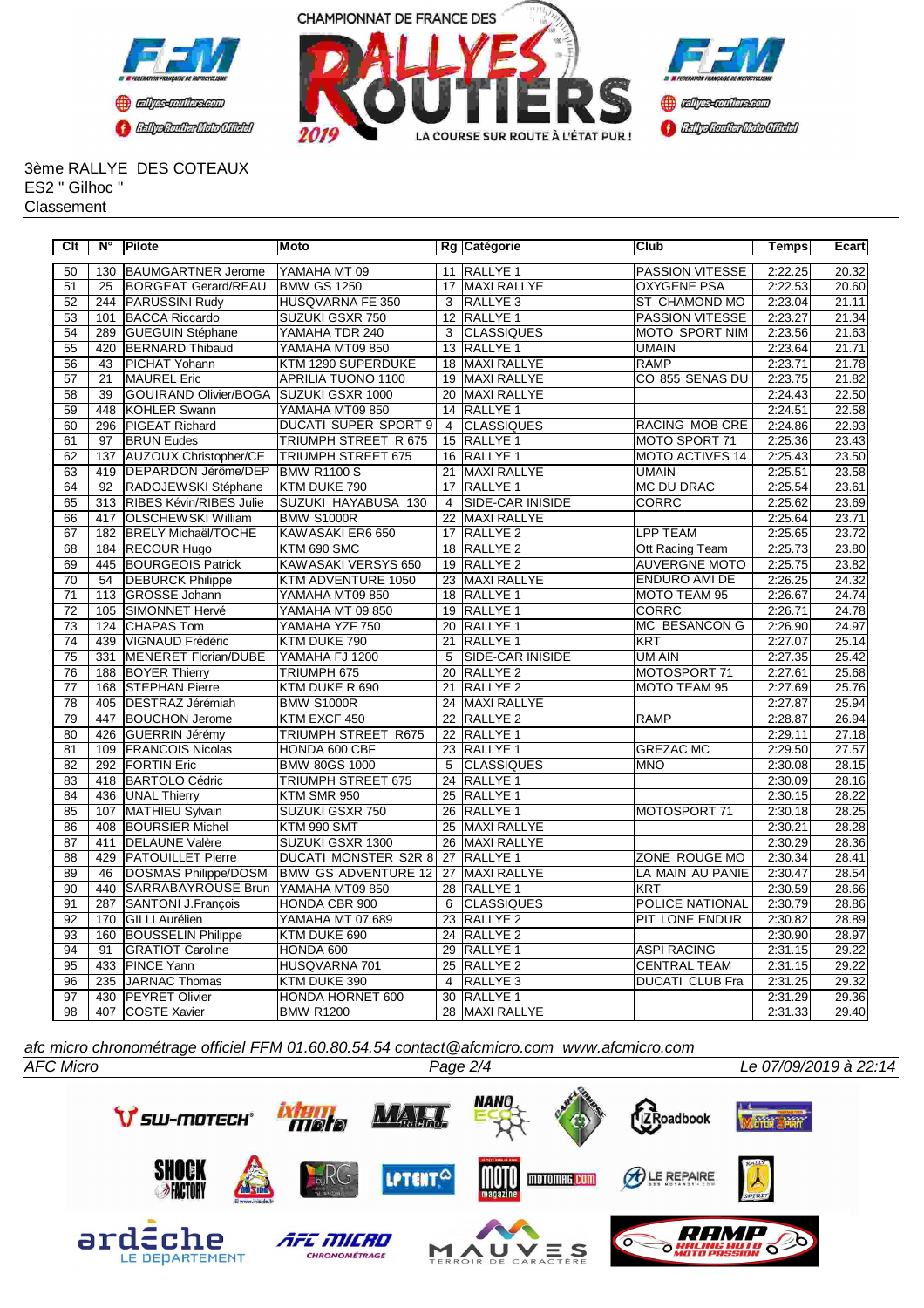3ème RALLYE DES COTEAUX
ES2 " Gilhoc "
Classement

| Clt | N° | Pilote | Moto | Rg | Catégorie | Club | Temps | Ecart |
|---|---|---|---|---|---|---|---|---|
| 50 | 130 | BAUMGARTNER Jerome | YAMAHA MT 09 | 11 | RALLYE 1 | PASSION VITESSE | 2:22.25 | 20.32 |
| 51 | 25 | BORGEAT Gerard/REAU | BMW GS 1250 | 17 | MAXI RALLYE | OXYGENE PSA | 2:22.53 | 20.60 |
| 52 | 244 | PARUSSINI Rudy | HUSQVARNA FE 350 | 3 | RALLYE 3 | ST CHAMOND MO | 2:23.04 | 21.11 |
| 53 | 101 | BACCA Riccardo | SUZUKI GSXR 750 | 12 | RALLYE 1 | PASSION VITESSE | 2:23.27 | 21.34 |
| 54 | 289 | GUEGUIN Stéphane | YAMAHA TDR 240 | 3 | CLASSIQUES | MOTO SPORT NIM | 2:23.56 | 21.63 |
| 55 | 420 | BERNARD Thibaud | YAMAHA MT09 850 | 13 | RALLYE 1 | UMAIN | 2:23.64 | 21.71 |
| 56 | 43 | PICHAT Yohann | KTM 1290 SUPERDUKE | 18 | MAXI RALLYE | RAMP | 2:23.71 | 21.78 |
| 57 | 21 | MAUREL Eric | APRILIA TUONO 1100 | 19 | MAXI RALLYE | CO 855 SENAS DU | 2:23.75 | 21.82 |
| 58 | 39 | GOUIRAND Olivier/BOGA | SUZUKI GSXR 1000 | 20 | MAXI RALLYE |  | 2:24.43 | 22.50 |
| 59 | 448 | KOHLER Swann | YAMAHA MT09 850 | 14 | RALLYE 1 |  | 2:24.51 | 22.58 |
| 60 | 296 | PIGEAT Richard | DUCATI SUPER SPORT 9 | 4 | CLASSIQUES | RACING MOB CRE | 2:24.86 | 22.93 |
| 61 | 97 | BRUN Eudes | TRIUMPH STREET R 675 | 15 | RALLYE 1 | MOTO SPORT 71 | 2:25.36 | 23.43 |
| 62 | 137 | AUZOUX Christopher/CE | TRIUMPH STREET 675 | 16 | RALLYE 1 | MOTO ACTIVES 14 | 2:25.43 | 23.50 |
| 63 | 419 | DEPARDON Jérôme/DEP | BMW R1100 S | 21 | MAXI RALLYE | UMAIN | 2:25.51 | 23.58 |
| 64 | 92 | RADOJEWSKI Stéphane | KTM DUKE 790 | 17 | RALLYE 1 | MC DU DRAC | 2:25.54 | 23.61 |
| 65 | 313 | RIBES Kévin/RIBES Julie | SUZUKI HAYABUSA 130 | 4 | SIDE-CAR INISIDE | CORRC | 2:25.62 | 23.69 |
| 66 | 417 | OLSCHEWSKI William | BMW S1000R | 22 | MAXI RALLYE |  | 2:25.64 | 23.71 |
| 67 | 182 | BRELY Michaël/TOCHE | KAWASAKI ER6 650 | 17 | RALLYE 2 | LPP TEAM | 2:25.65 | 23.72 |
| 68 | 184 | RECOUR Hugo | KTM 690 SMC | 18 | RALLYE 2 | Ott Racing Team | 2:25.73 | 23.80 |
| 69 | 445 | BOURGEOIS Patrick | KAWASAKI VERSYS 650 | 19 | RALLYE 2 | AUVERGNE MOTO | 2:25.75 | 23.82 |
| 70 | 54 | DEBURCK Philippe | KTM ADVENTURE 1050 | 23 | MAXI RALLYE | ENDURO AMI DE | 2:26.25 | 24.32 |
| 71 | 113 | GROSSE Johann | YAMAHA MT09 850 | 18 | RALLYE 1 | MOTO TEAM 95 | 2:26.67 | 24.74 |
| 72 | 105 | SIMONNET Hervé | YAMAHA MT 09 850 | 19 | RALLYE 1 | CORRC | 2:26.71 | 24.78 |
| 73 | 124 | CHAPAS Tom | YAMAHA YZF 750 | 20 | RALLYE 1 | MC BESANCON G | 2:26.90 | 24.97 |
| 74 | 439 | VIGNAUD Frédéric | KTM DUKE 790 | 21 | RALLYE 1 | KRT | 2:27.07 | 25.14 |
| 75 | 331 | MENERET Florian/DUBE | YAMAHA FJ 1200 | 5 | SIDE-CAR INISIDE | UM AIN | 2:27.35 | 25.42 |
| 76 | 188 | BOYER Thierry | TRIUMPH 675 | 20 | RALLYE 2 | MOTOSPORT 71 | 2:27.61 | 25.68 |
| 77 | 168 | STEPHAN Pierre | KTM DUKE R 690 | 21 | RALLYE 2 | MOTO TEAM 95 | 2:27.69 | 25.76 |
| 78 | 405 | DESTRAZ Jérémiah | BMW S1000R | 24 | MAXI RALLYE |  | 2:27.87 | 25.94 |
| 79 | 447 | BOUCHON Jerome | KTM EXCF 450 | 22 | RALLYE 2 | RAMP | 2:28.87 | 26.94 |
| 80 | 426 | GUERRIN Jérémy | TRIUMPH STREET R675 | 22 | RALLYE 1 |  | 2:29.11 | 27.18 |
| 81 | 109 | FRANCOIS Nicolas | HONDA 600 CBF | 23 | RALLYE 1 | GREZAC MC | 2:29.50 | 27.57 |
| 82 | 292 | FORTIN Eric | BMW 80GS 1000 | 5 | CLASSIQUES | MNO | 2:30.08 | 28.15 |
| 83 | 418 | BARTOLO Cédric | TRIUMPH STREET 675 | 24 | RALLYE 1 |  | 2:30.09 | 28.16 |
| 84 | 436 | UNAL Thierry | KTM SMR 950 | 25 | RALLYE 1 |  | 2:30.15 | 28.22 |
| 85 | 107 | MATHIEU Sylvain | SUZUKI GSXR 750 | 26 | RALLYE 1 | MOTOSPORT 71 | 2:30.18 | 28.25 |
| 86 | 408 | BOURSIER Michel | KTM 990 SMT | 25 | MAXI RALLYE |  | 2:30.21 | 28.28 |
| 87 | 411 | DELAUNE Valère | SUZUKI GSXR 1300 | 26 | MAXI RALLYE |  | 2:30.29 | 28.36 |
| 88 | 429 | PATOUILLET Pierre | DUCATI MONSTER S2R 8 | 27 | RALLYE 1 | ZONE ROUGE MO | 2:30.34 | 28.41 |
| 89 | 46 | DOSMAS Philippe/DOSM | BMW GS ADVENTURE 12 | 27 | MAXI RALLYE | LA MAIN AU PANIE | 2:30.47 | 28.54 |
| 90 | 440 | SARRABAYROUSE Brun | YAMAHA MT09 850 | 28 | RALLYE 1 | KRT | 2:30.59 | 28.66 |
| 91 | 287 | SANTONI J.François | HONDA CBR 900 | 6 | CLASSIQUES | POLICE NATIONAL | 2:30.79 | 28.86 |
| 92 | 170 | GILLI Aurélien | YAMAHA MT 07 689 | 23 | RALLYE 2 | PIT LONE ENDUR | 2:30.82 | 28.89 |
| 93 | 160 | BOUSSELIN Philippe | KTM DUKE 690 | 24 | RALLYE 2 |  | 2:30.90 | 28.97 |
| 94 | 91 | GRATIOT Caroline | HONDA 600 | 29 | RALLYE 1 | ASPI RACING | 2:31.15 | 29.22 |
| 95 | 433 | PINCE Yann | HUSQVARNA 701 | 25 | RALLYE 2 | CENTRAL TEAM | 2:31.15 | 29.22 |
| 96 | 235 | JARNAC Thomas | KTM DUKE 390 | 4 | RALLYE 3 | DUCATI CLUB Fra | 2:31.25 | 29.32 |
| 97 | 430 | PEYRET Olivier | HONDA HORNET 600 | 30 | RALLYE 1 |  | 2:31.29 | 29.36 |
| 98 | 407 | COSTE Xavier | BMW R1200 | 28 | MAXI RALLYE |  | 2:31.33 | 29.40 |

*afc micro chronométrage officiel FFM 01.60.80.54.54 contact@afcmicro.com www.afcmicro.com*

*AFC Micro* — *Le 07/09/2019 à 22:14*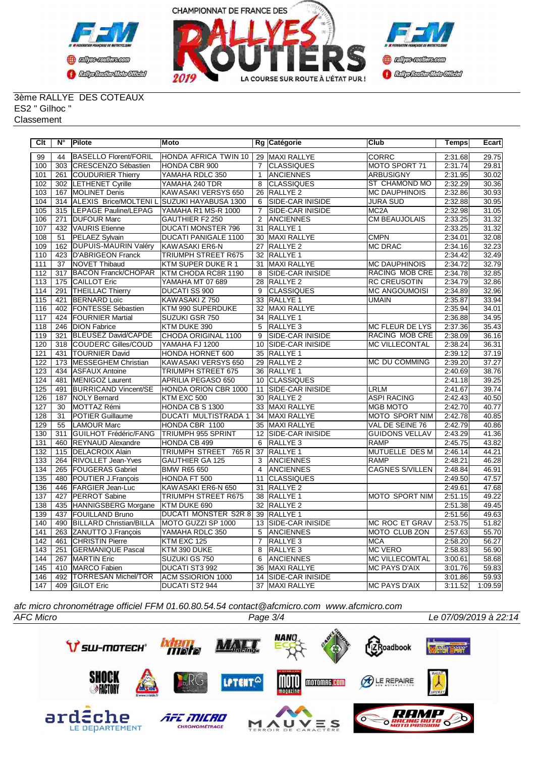3ème RALLYE DES COTEAUX
ES2 " Gilhoc "
Classement

| Clt | N° | Pilote | Moto | Rg | Catégorie | Club | Temps | Ecart |
|---|---|---|---|---|---|---|---|---|
| 99 | 44 | BASELLO Florent/FORIL | HONDA AFRICA TWIN 10 | 29 | MAXI RALLYE | CORRC | 2:31.68 | 29.75 |
| 100 | 303 | CRESCENZO Sébastien | HONDA CBR 900 | 7 | CLASSIQUES | MOTO SPORT 71 | 2:31.74 | 29.81 |
| 101 | 261 | COUDURIER Thierry | YAMAHA RDLC 350 | 1 | ANCIENNES | ARBUSIGNY | 2:31.95 | 30.02 |
| 102 | 302 | LETHENET Cyrille | YAMAHA 240 TDR | 8 | CLASSIQUES | ST CHAMOND MO | 2:32.29 | 30.36 |
| 103 | 167 | MOLINET Denis | KAWASAKI VERSYS 650 | 26 | RALLYE 2 | MC DAUPHINOIS | 2:32.86 | 30.93 |
| 104 | 314 | ALEXIS Brice/MOLTENI L | SUZUKI HAYABUSA 1300 | 6 | SIDE-CAR INISIDE | JURA SUD | 2:32.88 | 30.95 |
| 105 | 315 | LEPAGE Pauline/LEPAG | YAMAHA R1 MS-R 1000 | 7 | SIDE-CAR INISIDE | MC2A | 2:32.98 | 31.05 |
| 106 | 271 | DUFOUR Marc | GAUTHIER F2 250 | 2 | ANCIENNES | CM BEAUJOLAIS | 2:33.25 | 31.32 |
| 107 | 432 | VAURIS Etienne | DUCATI MONSTER 796 | 31 | RALLYE 1 |  | 2:33.25 | 31.32 |
| 108 | 51 | PELAEZ Sylvain | DUCATI PANIGALE 1100 | 30 | MAXI RALLYE | CMPN | 2:34.01 | 32.08 |
| 109 | 162 | DUPUIS-MAURIN Valéry | KAWASAKI ER6-N | 27 | RALLYE 2 | MC DRAC | 2:34.16 | 32.23 |
| 110 | 423 | D'ABRIGEON Franck | TRIUMPH STREET R675 | 32 | RALLYE 1 |  | 2:34.42 | 32.49 |
| 111 | 37 | NOVET Thibaud | KTM SUPER DUKE R 1 | 31 | MAXI RALLYE | MC DAUPHINOIS | 2:34.72 | 32.79 |
| 112 | 317 | BACON Franck/CHOPAR | KTM CHODA RC8R 1190 | 8 | SIDE-CAR INISIDE | RACING MOB CRE | 2:34.78 | 32.85 |
| 113 | 175 | CAILLOT Eric | YAMAHA MT 07 689 | 28 | RALLYE 2 | RC CREUSOTIN | 2:34.79 | 32.86 |
| 114 | 291 | THEILLAC Thierry | DUCATI SS 900 | 9 | CLASSIQUES | MC ANGOUMOISI | 2:34.89 | 32.96 |
| 115 | 421 | BERNARD Loïc | KAWASAKI Z 750 | 33 | RALLYE 1 | UMAIN | 2:35.87 | 33.94 |
| 116 | 402 | FONTESSE Sébastien | KTM 990 SUPERDUKE | 32 | MAXI RALLYE |  | 2:35.94 | 34.01 |
| 117 | 424 | FOURNIER Martial | SUZUKI GSR 750 | 34 | RALLYE 1 |  | 2:36.88 | 34.95 |
| 118 | 246 | DION Fabrice | KTM DUKE 390 | 5 | RALLYE 3 | MC FLEUR DE LYS | 2:37.36 | 35.43 |
| 119 | 321 | BLEUSEZ David/CAPDE | CHODA ORIGINAL 1100 | 9 | SIDE-CAR INISIDE | RACING MOB CRE | 2:38.09 | 36.16 |
| 120 | 318 | COUDERC Gilles/COUD | YAMAHA FJ 1200 | 10 | SIDE-CAR INISIDE | MC VILLECONTAL | 2:38.24 | 36.31 |
| 121 | 431 | TOURNIER David | HONDA HORNET 600 | 35 | RALLYE 1 |  | 2:39.12 | 37.19 |
| 122 | 173 | MESSEGHEM Christian | KAWASAKI VERSYS 650 | 29 | RALLYE 2 | MC DU COMMING | 2:39.20 | 37.27 |
| 123 | 434 | ASFAUX Antoine | TRIUMPH STREET 675 | 36 | RALLYE 1 |  | 2:40.69 | 38.76 |
| 124 | 481 | MENIGOZ Laurent | APRILIA PEGASO 650 | 10 | CLASSIQUES |  | 2:41.18 | 39.25 |
| 125 | 491 | BURRICAND Vincent/SE | HONDA ORION CBR 1000 | 11 | SIDE-CAR INISIDE | LRLM | 2:41.67 | 39.74 |
| 126 | 187 | NOLY Bernard | KTM EXC 500 | 30 | RALLYE 2 | ASPI RACING | 2:42.43 | 40.50 |
| 127 | 30 | MOTTAZ Rémi | HONDA CB S 1300 | 33 | MAXI RALLYE | MGB MOTO | 2:42.70 | 40.77 |
| 128 | 31 | POTIER Guillaume | DUCATI MULTISTRADA 1 | 34 | MAXI RALLYE | MOTO SPORT NIM | 2:42.78 | 40.85 |
| 129 | 55 | LAMOUR Marc | HONDA CBR 1100 | 35 | MAXI RALLYE | VAL DE SEINE 76 | 2:42.79 | 40.86 |
| 130 | 311 | GUILHOT Frédéric/FANG | TRIUMPH 955 SPRINT | 12 | SIDE-CAR INISIDE | GUIDONS VELLAV | 2:43.29 | 41.36 |
| 131 | 460 | REYNAUD Alexandre | HONDA CB 499 | 6 | RALLYE 3 | RAMP | 2:45.75 | 43.82 |
| 132 | 115 | DELACROIX Alain | TRIUMPH STREET 765 R | 37 | RALLYE 1 | MUTUELLE DES M | 2:46.14 | 44.21 |
| 133 | 264 | RIVOLLET Jean-Yves | GAUTHIER GA 125 | 3 | ANCIENNES | RAMP | 2:48.21 | 46.28 |
| 134 | 265 | FOUGERAS Gabriel | BMW R65 650 | 4 | ANCIENNES | CAGNES S/VILLEN | 2:48.84 | 46.91 |
| 135 | 480 | POUTIER J.François | HONDA FT 500 | 11 | CLASSIQUES |  | 2:49.50 | 47.57 |
| 136 | 446 | FARGIER Jean-Luc | KAWASAKI ER6-N 650 | 31 | RALLYE 2 |  | 2:49.61 | 47.68 |
| 137 | 427 | PERROT Sabine | TRIUMPH STREET R675 | 38 | RALLYE 1 | MOTO SPORT NIM | 2:51.15 | 49.22 |
| 138 | 435 | HANNIGSBERG Morgane | KTM DUKE 690 | 32 | RALLYE 2 |  | 2:51.38 | 49.45 |
| 139 | 437 | FOUILLAND Bruno | DUCATI MONSTER S2R 8 | 39 | RALLYE 1 |  | 2:51.56 | 49.63 |
| 140 | 490 | BILLARD Christian/BILLA | MOTO GUZZI SP 1000 | 13 | SIDE-CAR INISIDE | MC ROC ET GRAV | 2:53.75 | 51.82 |
| 141 | 263 | ZANUTTO J.François | YAMAHA RDLC 350 | 5 | ANCIENNES | MOTO CLUB ZON | 2:57.63 | 55.70 |
| 142 | 461 | CHRISTIN Pierre | KTM EXC 125 | 7 | RALLYE 3 | MCA | 2:58.20 | 56.27 |
| 143 | 251 | GERMANIQUE Pascal | KTM 390 DUKE | 8 | RALLYE 3 | MC VERO | 2:58.83 | 56.90 |
| 144 | 267 | MARTIN Eric | SUZUKI GS 750 | 6 | ANCIENNES | MC VILLECOMTAL | 3:00.61 | 58.68 |
| 145 | 410 | MARCO Fabien | DUCATI ST3 992 | 36 | MAXI RALLYE | MC PAYS D'AIX | 3:01.76 | 59.83 |
| 146 | 492 | TORRESAN Michel/TOR | ACM SSIORION 1000 | 14 | SIDE-CAR INISIDE |  | 3:01.86 | 59.93 |
| 147 | 409 | GILOT Eric | DUCATI ST2 944 | 37 | MAXI RALLYE | MC PAYS D'AIX | 3:11.52 | 1:09.59 |

*afc micro chronométrage officiel FFM 01.60.80.54.54 contact@afcmicro.com www.afcmicro.com*

*AFC Micro* — Le 07/09/2019 à 22:14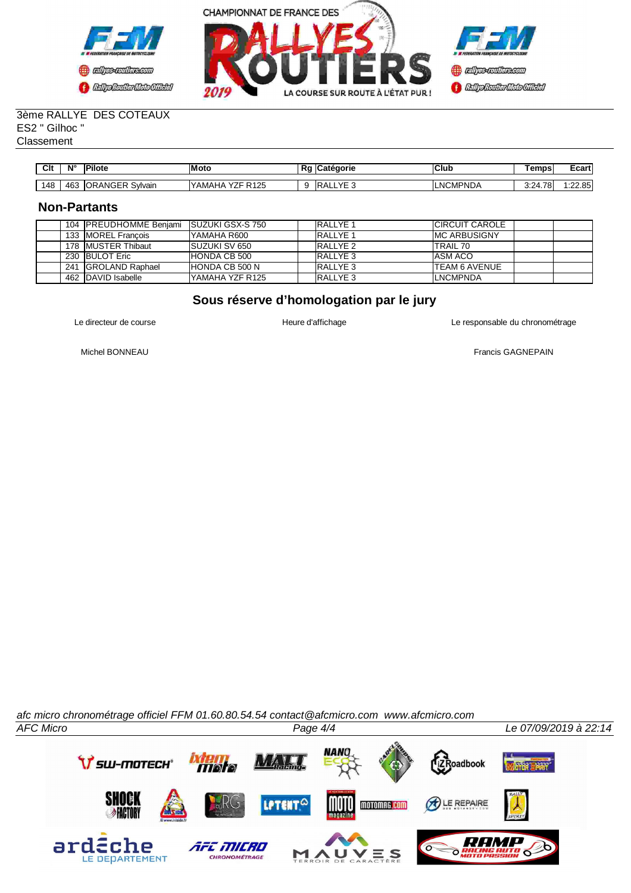3ème RALLYE DES COTEAUX
ES2 " Gilhoc "
Classement

| Clt | N° | Pilote | Moto | Rg | Catégorie | Club | Temps | Ecart |
|---|---|---|---|---|---|---|---|---|
| 148 | 463 | ORANGER Sylvain | YAMAHA YZF R125 | 9 | RALLYE 3 | LNCMPNDA | 3:24.78 | 1:22.85 |

## Non-Partants

| | | | | | | | | |
|---|---|---|---|---|---|---|---|---|
| | 104 | PREUDHOMME Benjami | SUZUKI GSX-S 750 | | RALLYE 1 | CIRCUIT CAROLE | | |
| | 133 | MOREL François | YAMAHA R600 | | RALLYE 1 | MC ARBUSIGNY | | |
| | 178 | MUSTER Thibaut | SUZUKI SV 650 | | RALLYE 2 | TRAIL 70 | | |
| | 230 | BULOT Eric | HONDA CB 500 | | RALLYE 3 | ASM ACO | | |
| | 241 | GROLAND Raphael | HONDA CB 500 N | | RALLYE 3 | TEAM 6 AVENUE | | |
| | 462 | DAVID Isabelle | YAMAHA YZF R125 | | RALLYE 3 | LNCMPNDA | | |

## Sous réserve d'homologation par le jury

Le directeur de course

Heure d'affichage

Le responsable du chronométrage

Michel BONNEAU

Francis GAGNEPAIN

*afc micro chronométrage officiel FFM 01.60.80.54.54 contact@afcmicro.com www.afcmicro.com*

*AFC Micro* *Le 07/09/2019 à 22:14*